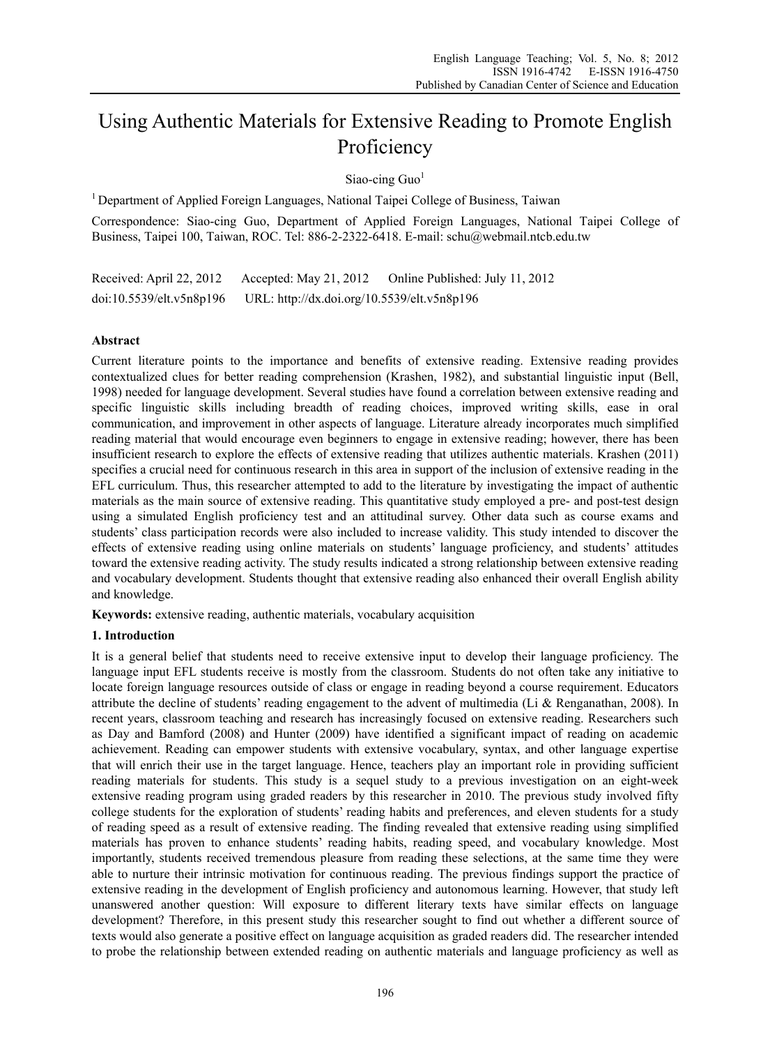# Using Authentic Materials for Extensive Reading to Promote English Proficiency

Siao-cing Guo[1]

[1] Department of Applied Foreign Languages, National Taipei College of Business, Taiwan

Correspondence: Siao-cing Guo, Department of Applied Foreign Languages, National Taipei College of Business, Taipei 100, Taiwan, ROC. Tel: 886-2-2322-6418. E-mail: schu@webmail.ntcb.edu.tw

Received: April 22, 2012  Accepted: May 21, 2012  Online Published: July 11, 2012

doi:10.5539/elt.v5n8p196  URL: http://dx.doi.org/10.5539/elt.v5n8p196

## Abstract

Current literature points to the importance and benefits of extensive reading. Extensive reading provides contextualized clues for better reading comprehension (Krashen, 1982), and substantial linguistic input (Bell, 1998) needed for language development. Several studies have found a correlation between extensive reading and specific linguistic skills including breadth of reading choices, improved writing skills, ease in oral communication, and improvement in other aspects of language. Literature already incorporates much simplified reading material that would encourage even beginners to engage in extensive reading; however, there has been insufficient research to explore the effects of extensive reading that utilizes authentic materials. Krashen (2011) specifies a crucial need for continuous research in this area in support of the inclusion of extensive reading in the EFL curriculum. Thus, this researcher attempted to add to the literature by investigating the impact of authentic materials as the main source of extensive reading. This quantitative study employed a pre- and post-test design using a simulated English proficiency test and an attitudinal survey. Other data such as course exams and students' class participation records were also included to increase validity. This study intended to discover the effects of extensive reading using online materials on students' language proficiency, and students' attitudes toward the extensive reading activity. The study results indicated a strong relationship between extensive reading and vocabulary development. Students thought that extensive reading also enhanced their overall English ability and knowledge.

**Keywords:** extensive reading, authentic materials, vocabulary acquisition

## 1. Introduction

It is a general belief that students need to receive extensive input to develop their language proficiency. The language input EFL students receive is mostly from the classroom. Students do not often take any initiative to locate foreign language resources outside of class or engage in reading beyond a course requirement. Educators attribute the decline of students' reading engagement to the advent of multimedia (Li & Renganathan, 2008). In recent years, classroom teaching and research has increasingly focused on extensive reading. Researchers such as Day and Bamford (2008) and Hunter (2009) have identified a significant impact of reading on academic achievement. Reading can empower students with extensive vocabulary, syntax, and other language expertise that will enrich their use in the target language. Hence, teachers play an important role in providing sufficient reading materials for students. This study is a sequel study to a previous investigation on an eight-week extensive reading program using graded readers by this researcher in 2010. The previous study involved fifty college students for the exploration of students' reading habits and preferences, and eleven students for a study of reading speed as a result of extensive reading. The finding revealed that extensive reading using simplified materials has proven to enhance students' reading habits, reading speed, and vocabulary knowledge. Most importantly, students received tremendous pleasure from reading these selections, at the same time they were able to nurture their intrinsic motivation for continuous reading. The previous findings support the practice of extensive reading in the development of English proficiency and autonomous learning. However, that study left unanswered another question: Will exposure to different literary texts have similar effects on language development? Therefore, in this present study this researcher sought to find out whether a different source of texts would also generate a positive effect on language acquisition as graded readers did. The researcher intended to probe the relationship between extended reading on authentic materials and language proficiency as well as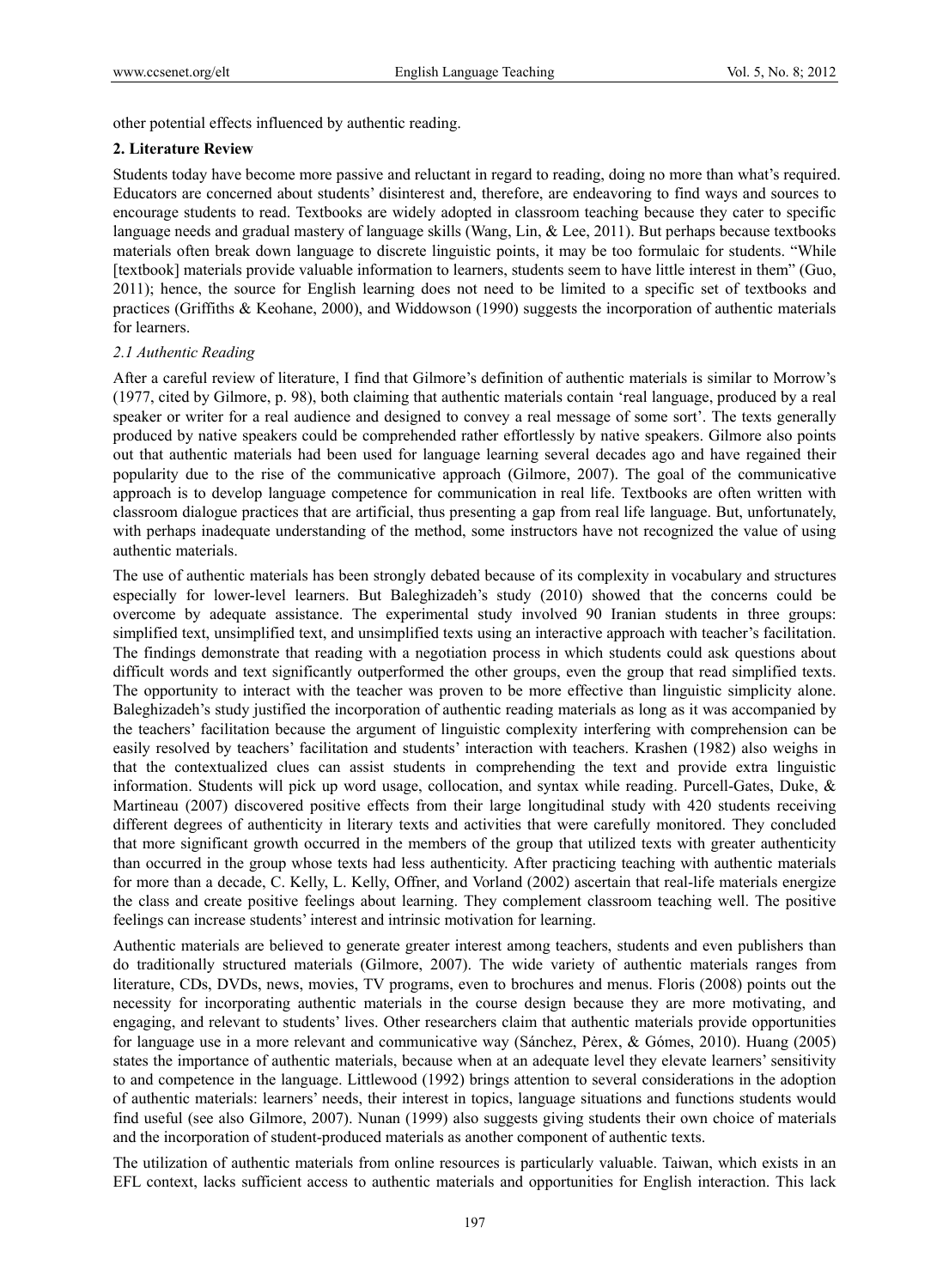other potential effects influenced by authentic reading.

## 2. Literature Review

Students today have become more passive and reluctant in regard to reading, doing no more than what's required. Educators are concerned about students' disinterest and, therefore, are endeavoring to find ways and sources to encourage students to read. Textbooks are widely adopted in classroom teaching because they cater to specific language needs and gradual mastery of language skills (Wang, Lin, & Lee, 2011). But perhaps because textbooks materials often break down language to discrete linguistic points, it may be too formulaic for students. "While [textbook] materials provide valuable information to learners, students seem to have little interest in them" (Guo, 2011); hence, the source for English learning does not need to be limited to a specific set of textbooks and practices (Griffiths & Keohane, 2000), and Widdowson (1990) suggests the incorporation of authentic materials for learners.

### *2.1 Authentic Reading*

After a careful review of literature, I find that Gilmore's definition of authentic materials is similar to Morrow's (1977, cited by Gilmore, p. 98), both claiming that authentic materials contain 'real language, produced by a real speaker or writer for a real audience and designed to convey a real message of some sort'. The texts generally produced by native speakers could be comprehended rather effortlessly by native speakers. Gilmore also points out that authentic materials had been used for language learning several decades ago and have regained their popularity due to the rise of the communicative approach (Gilmore, 2007). The goal of the communicative approach is to develop language competence for communication in real life. Textbooks are often written with classroom dialogue practices that are artificial, thus presenting a gap from real life language. But, unfortunately, with perhaps inadequate understanding of the method, some instructors have not recognized the value of using authentic materials.

The use of authentic materials has been strongly debated because of its complexity in vocabulary and structures especially for lower-level learners. But Baleghizadeh's study (2010) showed that the concerns could be overcome by adequate assistance. The experimental study involved 90 Iranian students in three groups: simplified text, unsimplified text, and unsimplified texts using an interactive approach with teacher's facilitation. The findings demonstrate that reading with a negotiation process in which students could ask questions about difficult words and text significantly outperformed the other groups, even the group that read simplified texts. The opportunity to interact with the teacher was proven to be more effective than linguistic simplicity alone. Baleghizadeh's study justified the incorporation of authentic reading materials as long as it was accompanied by the teachers' facilitation because the argument of linguistic complexity interfering with comprehension can be easily resolved by teachers' facilitation and students' interaction with teachers. Krashen (1982) also weighs in that the contextualized clues can assist students in comprehending the text and provide extra linguistic information. Students will pick up word usage, collocation, and syntax while reading. Purcell-Gates, Duke, & Martineau (2007) discovered positive effects from their large longitudinal study with 420 students receiving different degrees of authenticity in literary texts and activities that were carefully monitored. They concluded that more significant growth occurred in the members of the group that utilized texts with greater authenticity than occurred in the group whose texts had less authenticity. After practicing teaching with authentic materials for more than a decade, C. Kelly, L. Kelly, Offner, and Vorland (2002) ascertain that real-life materials energize the class and create positive feelings about learning. They complement classroom teaching well. The positive feelings can increase students' interest and intrinsic motivation for learning.

Authentic materials are believed to generate greater interest among teachers, students and even publishers than do traditionally structured materials (Gilmore, 2007). The wide variety of authentic materials ranges from literature, CDs, DVDs, news, movies, TV programs, even to brochures and menus. Floris (2008) points out the necessity for incorporating authentic materials in the course design because they are more motivating, and engaging, and relevant to students' lives. Other researchers claim that authentic materials provide opportunities for language use in a more relevant and communicative way (Sánchez, Pérex, & Gómes, 2010). Huang (2005) states the importance of authentic materials, because when at an adequate level they elevate learners' sensitivity to and competence in the language. Littlewood (1992) brings attention to several considerations in the adoption of authentic materials: learners' needs, their interest in topics, language situations and functions students would find useful (see also Gilmore, 2007). Nunan (1999) also suggests giving students their own choice of materials and the incorporation of student-produced materials as another component of authentic texts.

The utilization of authentic materials from online resources is particularly valuable. Taiwan, which exists in an EFL context, lacks sufficient access to authentic materials and opportunities for English interaction. This lack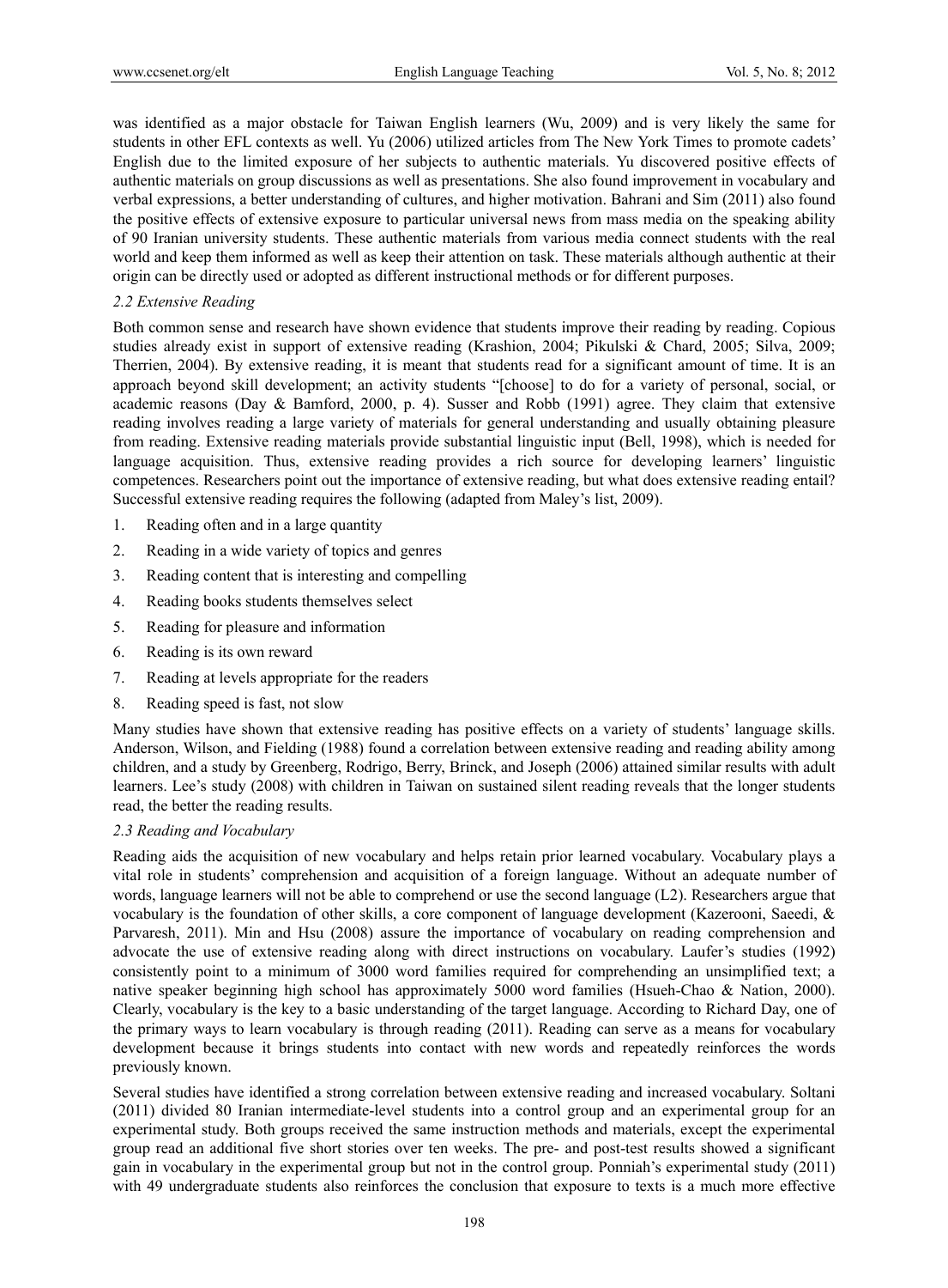was identified as a major obstacle for Taiwan English learners (Wu, 2009) and is very likely the same for students in other EFL contexts as well. Yu (2006) utilized articles from The New York Times to promote cadets' English due to the limited exposure of her subjects to authentic materials. Yu discovered positive effects of authentic materials on group discussions as well as presentations. She also found improvement in vocabulary and verbal expressions, a better understanding of cultures, and higher motivation. Bahrani and Sim (2011) also found the positive effects of extensive exposure to particular universal news from mass media on the speaking ability of 90 Iranian university students. These authentic materials from various media connect students with the real world and keep them informed as well as keep their attention on task. These materials although authentic at their origin can be directly used or adopted as different instructional methods or for different purposes.

### *2.2 Extensive Reading*

Both common sense and research have shown evidence that students improve their reading by reading. Copious studies already exist in support of extensive reading (Krashion, 2004; Pikulski & Chard, 2005; Silva, 2009; Therrien, 2004). By extensive reading, it is meant that students read for a significant amount of time. It is an approach beyond skill development; an activity students "[choose] to do for a variety of personal, social, or academic reasons (Day & Bamford, 2000, p. 4). Susser and Robb (1991) agree. They claim that extensive reading involves reading a large variety of materials for general understanding and usually obtaining pleasure from reading. Extensive reading materials provide substantial linguistic input (Bell, 1998), which is needed for language acquisition. Thus, extensive reading provides a rich source for developing learners' linguistic competences. Researchers point out the importance of extensive reading, but what does extensive reading entail? Successful extensive reading requires the following (adapted from Maley's list, 2009).

1. Reading often and in a large quantity
2. Reading in a wide variety of topics and genres
3. Reading content that is interesting and compelling
4. Reading books students themselves select
5. Reading for pleasure and information
6. Reading is its own reward
7. Reading at levels appropriate for the readers
8. Reading speed is fast, not slow

Many studies have shown that extensive reading has positive effects on a variety of students' language skills. Anderson, Wilson, and Fielding (1988) found a correlation between extensive reading and reading ability among children, and a study by Greenberg, Rodrigo, Berry, Brinck, and Joseph (2006) attained similar results with adult learners. Lee's study (2008) with children in Taiwan on sustained silent reading reveals that the longer students read, the better the reading results.

### *2.3 Reading and Vocabulary*

Reading aids the acquisition of new vocabulary and helps retain prior learned vocabulary. Vocabulary plays a vital role in students' comprehension and acquisition of a foreign language. Without an adequate number of words, language learners will not be able to comprehend or use the second language (L2). Researchers argue that vocabulary is the foundation of other skills, a core component of language development (Kazerooni, Saeedi, & Parvaresh, 2011). Min and Hsu (2008) assure the importance of vocabulary on reading comprehension and advocate the use of extensive reading along with direct instructions on vocabulary. Laufer's studies (1992) consistently point to a minimum of 3000 word families required for comprehending an unsimplified text; a native speaker beginning high school has approximately 5000 word families (Hsueh-Chao & Nation, 2000). Clearly, vocabulary is the key to a basic understanding of the target language. According to Richard Day, one of the primary ways to learn vocabulary is through reading (2011). Reading can serve as a means for vocabulary development because it brings students into contact with new words and repeatedly reinforces the words previously known.

Several studies have identified a strong correlation between extensive reading and increased vocabulary. Soltani (2011) divided 80 Iranian intermediate-level students into a control group and an experimental group for an experimental study. Both groups received the same instruction methods and materials, except the experimental group read an additional five short stories over ten weeks. The pre- and post-test results showed a significant gain in vocabulary in the experimental group but not in the control group. Ponniah's experimental study (2011) with 49 undergraduate students also reinforces the conclusion that exposure to texts is a much more effective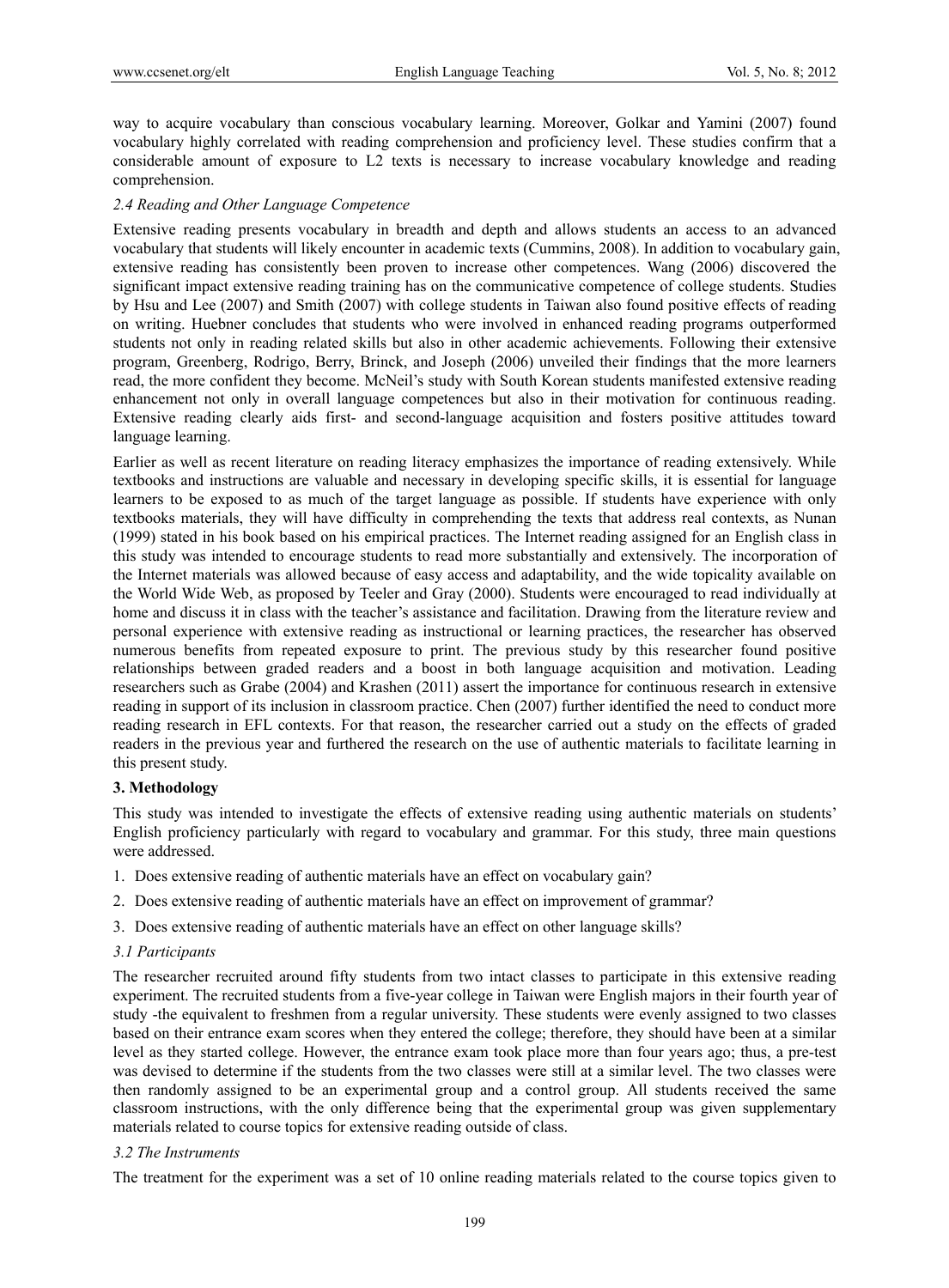way to acquire vocabulary than conscious vocabulary learning. Moreover, Golkar and Yamini (2007) found vocabulary highly correlated with reading comprehension and proficiency level. These studies confirm that a considerable amount of exposure to L2 texts is necessary to increase vocabulary knowledge and reading comprehension.

### *2.4 Reading and Other Language Competence*

Extensive reading presents vocabulary in breadth and depth and allows students an access to an advanced vocabulary that students will likely encounter in academic texts (Cummins, 2008). In addition to vocabulary gain, extensive reading has consistently been proven to increase other competences. Wang (2006) discovered the significant impact extensive reading training has on the communicative competence of college students. Studies by Hsu and Lee (2007) and Smith (2007) with college students in Taiwan also found positive effects of reading on writing. Huebner concludes that students who were involved in enhanced reading programs outperformed students not only in reading related skills but also in other academic achievements. Following their extensive program, Greenberg, Rodrigo, Berry, Brinck, and Joseph (2006) unveiled their findings that the more learners read, the more confident they become. McNeil's study with South Korean students manifested extensive reading enhancement not only in overall language competences but also in their motivation for continuous reading. Extensive reading clearly aids first- and second-language acquisition and fosters positive attitudes toward language learning.

Earlier as well as recent literature on reading literacy emphasizes the importance of reading extensively. While textbooks and instructions are valuable and necessary in developing specific skills, it is essential for language learners to be exposed to as much of the target language as possible. If students have experience with only textbooks materials, they will have difficulty in comprehending the texts that address real contexts, as Nunan (1999) stated in his book based on his empirical practices. The Internet reading assigned for an English class in this study was intended to encourage students to read more substantially and extensively. The incorporation of the Internet materials was allowed because of easy access and adaptability, and the wide topicality available on the World Wide Web, as proposed by Teeler and Gray (2000). Students were encouraged to read individually at home and discuss it in class with the teacher's assistance and facilitation. Drawing from the literature review and personal experience with extensive reading as instructional or learning practices, the researcher has observed numerous benefits from repeated exposure to print. The previous study by this researcher found positive relationships between graded readers and a boost in both language acquisition and motivation. Leading researchers such as Grabe (2004) and Krashen (2011) assert the importance for continuous research in extensive reading in support of its inclusion in classroom practice. Chen (2007) further identified the need to conduct more reading research in EFL contexts. For that reason, the researcher carried out a study on the effects of graded readers in the previous year and furthered the research on the use of authentic materials to facilitate learning in this present study.

## 3. Methodology

This study was intended to investigate the effects of extensive reading using authentic materials on students' English proficiency particularly with regard to vocabulary and grammar. For this study, three main questions were addressed.

1. Does extensive reading of authentic materials have an effect on vocabulary gain?
2. Does extensive reading of authentic materials have an effect on improvement of grammar?
3. Does extensive reading of authentic materials have an effect on other language skills?

### *3.1 Participants*

The researcher recruited around fifty students from two intact classes to participate in this extensive reading experiment. The recruited students from a five-year college in Taiwan were English majors in their fourth year of study -the equivalent to freshmen from a regular university. These students were evenly assigned to two classes based on their entrance exam scores when they entered the college; therefore, they should have been at a similar level as they started college. However, the entrance exam took place more than four years ago; thus, a pre-test was devised to determine if the students from the two classes were still at a similar level. The two classes were then randomly assigned to be an experimental group and a control group. All students received the same classroom instructions, with the only difference being that the experimental group was given supplementary materials related to course topics for extensive reading outside of class.

### *3.2 The Instruments*

The treatment for the experiment was a set of 10 online reading materials related to the course topics given to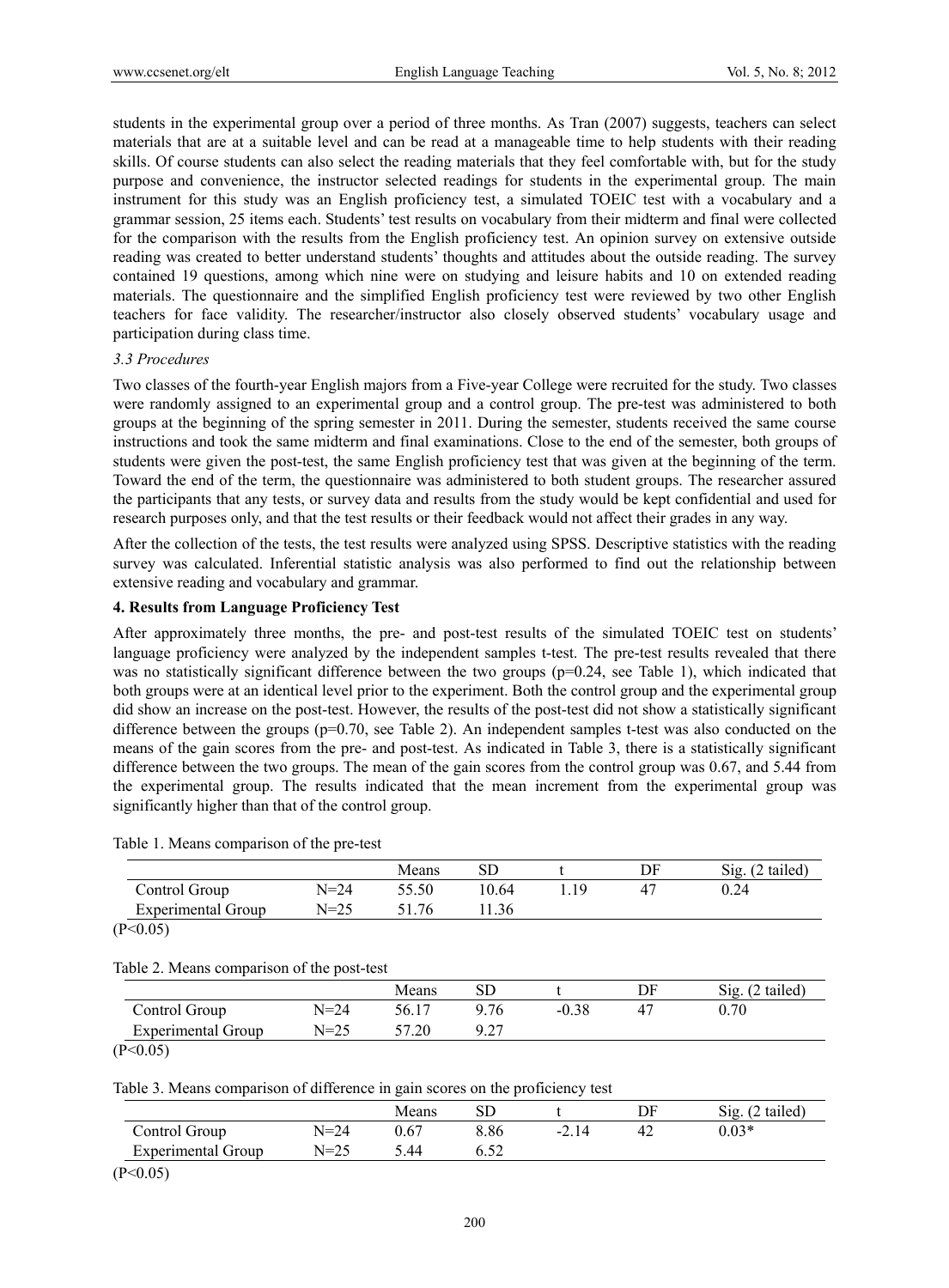students in the experimental group over a period of three months. As Tran (2007) suggests, teachers can select materials that are at a suitable level and can be read at a manageable time to help students with their reading skills. Of course students can also select the reading materials that they feel comfortable with, but for the study purpose and convenience, the instructor selected readings for students in the experimental group. The main instrument for this study was an English proficiency test, a simulated TOEIC test with a vocabulary and a grammar session, 25 items each. Students' test results on vocabulary from their midterm and final were collected for the comparison with the results from the English proficiency test. An opinion survey on extensive outside reading was created to better understand students' thoughts and attitudes about the outside reading. The survey contained 19 questions, among which nine were on studying and leisure habits and 10 on extended reading materials. The questionnaire and the simplified English proficiency test were reviewed by two other English teachers for face validity. The researcher/instructor also closely observed students' vocabulary usage and participation during class time.

### *3.3 Procedures*

Two classes of the fourth-year English majors from a Five-year College were recruited for the study. Two classes were randomly assigned to an experimental group and a control group. The pre-test was administered to both groups at the beginning of the spring semester in 2011. During the semester, students received the same course instructions and took the same midterm and final examinations. Close to the end of the semester, both groups of students were given the post-test, the same English proficiency test that was given at the beginning of the term. Toward the end of the term, the questionnaire was administered to both student groups. The researcher assured the participants that any tests, or survey data and results from the study would be kept confidential and used for research purposes only, and that the test results or their feedback would not affect their grades in any way.

After the collection of the tests, the test results were analyzed using SPSS. Descriptive statistics with the reading survey was calculated. Inferential statistic analysis was also performed to find out the relationship between extensive reading and vocabulary and grammar.

## 4. Results from Language Proficiency Test

After approximately three months, the pre- and post-test results of the simulated TOEIC test on students' language proficiency were analyzed by the independent samples t-test. The pre-test results revealed that there was no statistically significant difference between the two groups ($p=0.24$, see Table 1), which indicated that both groups were at an identical level prior to the experiment. Both the control group and the experimental group did show an increase on the post-test. However, the results of the post-test did not show a statistically significant difference between the groups ($p=0.70$, see Table 2). An independent samples t-test was also conducted on the means of the gain scores from the pre- and post-test. As indicated in Table 3, there is a statistically significant difference between the two groups. The mean of the gain scores from the control group was 0.67, and 5.44 from the experimental group. The results indicated that the mean increment from the experimental group was significantly higher than that of the control group.

Table 1. Means comparison of the pre-test

| | | Means | SD | t | DF | Sig. (2 tailed) |
|---|---|---|---|---|---|---|
| Control Group | N=24 | 55.50 | 10.64 | 1.19 | 47 | 0.24 |
| Experimental Group | N=25 | 51.76 | 11.36 | | | |

($P<0.05$)

Table 2. Means comparison of the post-test

| | | Means | SD | t | DF | Sig. (2 tailed) |
|---|---|---|---|---|---|---|
| Control Group | N=24 | 56.17 | 9.76 | -0.38 | 47 | 0.70 |
| Experimental Group | N=25 | 57.20 | 9.27 | | | |

($P<0.05$)

Table 3. Means comparison of difference in gain scores on the proficiency test

| | | Means | SD | t | DF | Sig. (2 tailed) |
|---|---|---|---|---|---|---|
| Control Group | N=24 | 0.67 | 8.86 | -2.14 | 42 | 0.03* |
| Experimental Group | N=25 | 5.44 | 6.52 | | | |

($P<0.05$)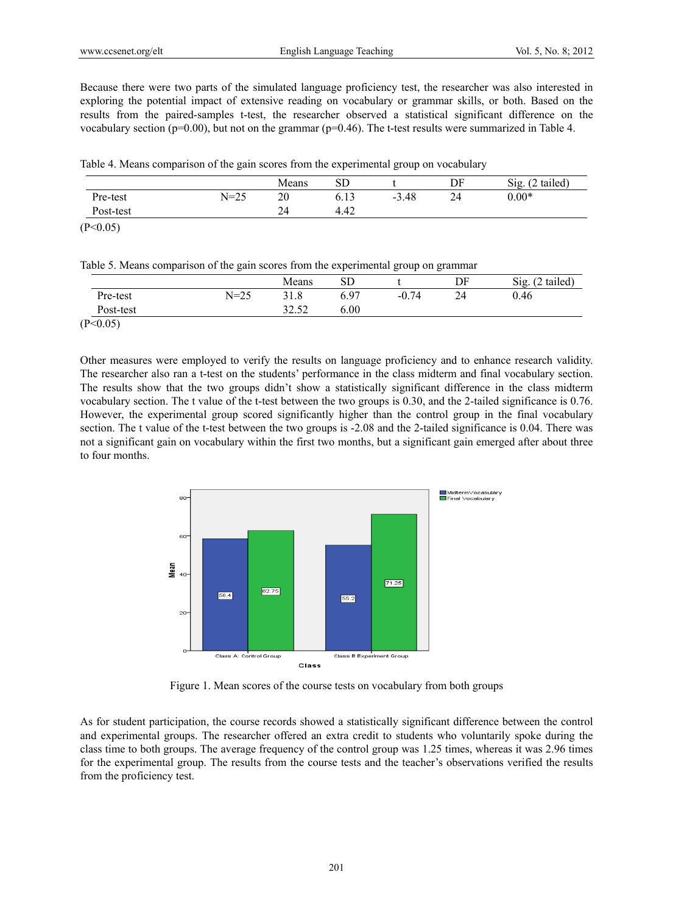Because there were two parts of the simulated language proficiency test, the researcher was also interested in exploring the potential impact of extensive reading on vocabulary or grammar skills, or both. Based on the results from the paired-samples t-test, the researcher observed a statistical significant difference on the vocabulary section (p=0.00), but not on the grammar (p=0.46). The t-test results were summarized in Table 4.

Table 4. Means comparison of the gain scores from the experimental group on vocabulary

| | | Means | SD | t | DF | Sig. (2 tailed) |
|---|---|---|---|---|---|---|
| Pre-test | N=25 | 20 | 6.13 | -3.48 | 24 | 0.00* |
| Post-test | | 24 | 4.42 | | | |

(P<0.05)

Table 5. Means comparison of the gain scores from the experimental group on grammar

| | | Means | SD | t | DF | Sig. (2 tailed) |
|---|---|---|---|---|---|---|
| Pre-test | N=25 | 31.8 | 6.97 | -0.74 | 24 | 0.46 |
| Post-test | | 32.52 | 6.00 | | | |

(P<0.05)

Other measures were employed to verify the results on language proficiency and to enhance research validity. The researcher also ran a t-test on the students' performance in the class midterm and final vocabulary section. The results show that the two groups didn't show a statistically significant difference in the class midterm vocabulary section. The t value of the t-test between the two groups is 0.30, and the 2-tailed significance is 0.76. However, the experimental group scored significantly higher than the control group in the final vocabulary section. The t value of the t-test between the two groups is -2.08 and the 2-tailed significance is 0.04. There was not a significant gain on vocabulary within the first two months, but a significant gain emerged after about three to four months.

Figure 1. Mean scores of the course tests on vocabulary from both groups

As for student participation, the course records showed a statistically significant difference between the control and experimental groups. The researcher offered an extra credit to students who voluntarily spoke during the class time to both groups. The average frequency of the control group was 1.25 times, whereas it was 2.96 times for the experimental group. The results from the course tests and the teacher's observations verified the results from the proficiency test.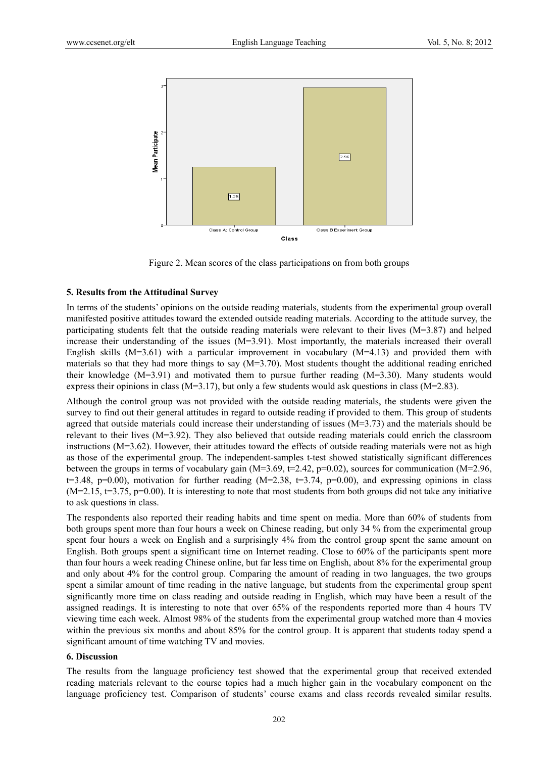Figure 2. Mean scores of the class participations on from both groups

## 5. Results from the Attitudinal Survey

In terms of the students' opinions on the outside reading materials, students from the experimental group overall manifested positive attitudes toward the extended outside reading materials. According to the attitude survey, the participating students felt that the outside reading materials were relevant to their lives (M=3.87) and helped increase their understanding of the issues (M=3.91). Most importantly, the materials increased their overall English skills (M=3.61) with a particular improvement in vocabulary (M=4.13) and provided them with materials so that they had more things to say (M=3.70). Most students thought the additional reading enriched their knowledge (M=3.91) and motivated them to pursue further reading (M=3.30). Many students would express their opinions in class (M=3.17), but only a few students would ask questions in class (M=2.83).

Although the control group was not provided with the outside reading materials, the students were given the survey to find out their general attitudes in regard to outside reading if provided to them. This group of students agreed that outside materials could increase their understanding of issues (M=3.73) and the materials should be relevant to their lives (M=3.92). They also believed that outside reading materials could enrich the classroom instructions (M=3.62). However, their attitudes toward the effects of outside reading materials were not as high as those of the experimental group. The independent-samples t-test showed statistically significant differences between the groups in terms of vocabulary gain (M=3.69, $t=2.42$, $p=0.02$), sources for communication (M=2.96, $t=3.48$, $p=0.00$), motivation for further reading (M=2.38, $t=3.74$, $p=0.00$), and expressing opinions in class (M=2.15, $t=3.75$, $p=0.00$). It is interesting to note that most students from both groups did not take any initiative to ask questions in class.

The respondents also reported their reading habits and time spent on media. More than 60% of students from both groups spent more than four hours a week on Chinese reading, but only 34 % from the experimental group spent four hours a week on English and a surprisingly 4% from the control group spent the same amount on English. Both groups spent a significant time on Internet reading. Close to 60% of the participants spent more than four hours a week reading Chinese online, but far less time on English, about 8% for the experimental group and only about 4% for the control group. Comparing the amount of reading in two languages, the two groups spent a similar amount of time reading in the native language, but students from the experimental group spent significantly more time on class reading and outside reading in English, which may have been a result of the assigned readings. It is interesting to note that over 65% of the respondents reported more than 4 hours TV viewing time each week. Almost 98% of the students from the experimental group watched more than 4 movies within the previous six months and about 85% for the control group. It is apparent that students today spend a significant amount of time watching TV and movies.

## 6. Discussion

The results from the language proficiency test showed that the experimental group that received extended reading materials relevant to the course topics had a much higher gain in the vocabulary component on the language proficiency test. Comparison of students' course exams and class records revealed similar results.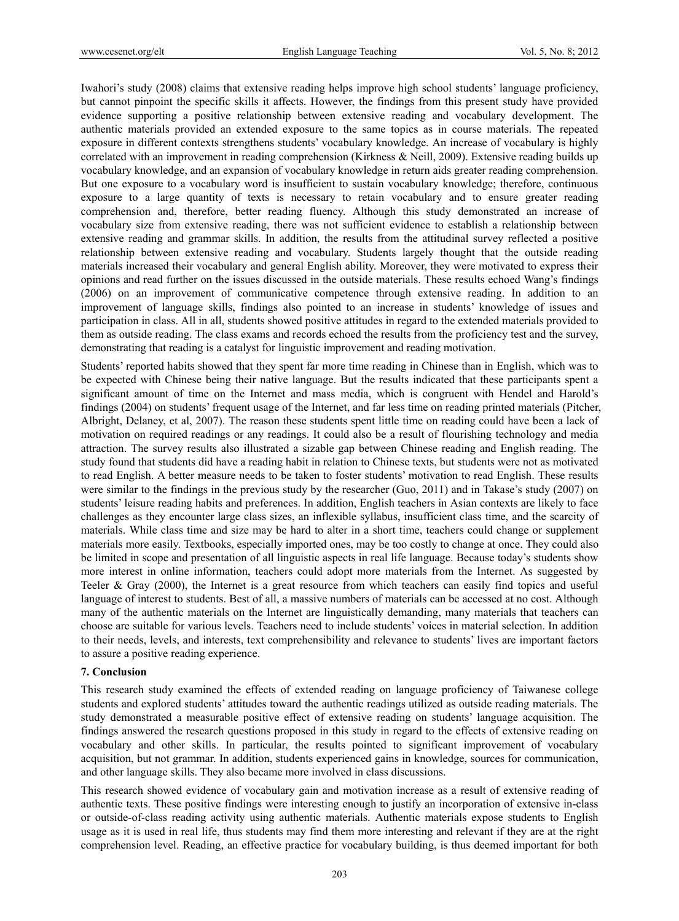Iwahori's study (2008) claims that extensive reading helps improve high school students' language proficiency, but cannot pinpoint the specific skills it affects. However, the findings from this present study have provided evidence supporting a positive relationship between extensive reading and vocabulary development. The authentic materials provided an extended exposure to the same topics as in course materials. The repeated exposure in different contexts strengthens students' vocabulary knowledge. An increase of vocabulary is highly correlated with an improvement in reading comprehension (Kirkness & Neill, 2009). Extensive reading builds up vocabulary knowledge, and an expansion of vocabulary knowledge in return aids greater reading comprehension. But one exposure to a vocabulary word is insufficient to sustain vocabulary knowledge; therefore, continuous exposure to a large quantity of texts is necessary to retain vocabulary and to ensure greater reading comprehension and, therefore, better reading fluency. Although this study demonstrated an increase of vocabulary size from extensive reading, there was not sufficient evidence to establish a relationship between extensive reading and grammar skills. In addition, the results from the attitudinal survey reflected a positive relationship between extensive reading and vocabulary. Students largely thought that the outside reading materials increased their vocabulary and general English ability. Moreover, they were motivated to express their opinions and read further on the issues discussed in the outside materials. These results echoed Wang's findings (2006) on an improvement of communicative competence through extensive reading. In addition to an improvement of language skills, findings also pointed to an increase in students' knowledge of issues and participation in class. All in all, students showed positive attitudes in regard to the extended materials provided to them as outside reading. The class exams and records echoed the results from the proficiency test and the survey, demonstrating that reading is a catalyst for linguistic improvement and reading motivation.

Students' reported habits showed that they spent far more time reading in Chinese than in English, which was to be expected with Chinese being their native language. But the results indicated that these participants spent a significant amount of time on the Internet and mass media, which is congruent with Hendel and Harold's findings (2004) on students' frequent usage of the Internet, and far less time on reading printed materials (Pitcher, Albright, Delaney, et al, 2007). The reason these students spent little time on reading could have been a lack of motivation on required readings or any readings. It could also be a result of flourishing techonology and media attraction. The survey results also illustrated a sizable gap between Chinese reading and English reading. The study found that students did have a reading habit in relation to Chinese texts, but students were not as motivated to read English. A better measure needs to be taken to foster students' motivation to read English. These results were similar to the findings in the previous study by the researcher (Guo, 2011) and in Takase's study (2007) on students' leisure reading habits and preferences. In addition, English teachers in Asian contexts are likely to face challenges as they encounter large class sizes, an inflexible syllabus, insufficient class time, and the scarcity of materials. While class time and size may be hard to alter in a short time, teachers could change or supplement materials more easily. Textbooks, especially imported ones, may be too costly to change at once. They could also be limited in scope and presentation of all linguistic aspects in real life language. Because today's students show more interest in online information, teachers could adopt more materials from the Internet. As suggested by Teeler & Gray (2000), the Internet is a great resource from which teachers can easily find topics and useful language of interest to students. Best of all, a massive numbers of materials can be accessed at no cost. Although many of the authentic materials on the Internet are linguistically demanding, many materials that teachers can choose are suitable for various levels. Teachers need to include students' voices in material selection. In addition to their needs, levels, and interests, text comprehensibility and relevance to students' lives are important factors to assure a positive reading experience.

## 7. Conclusion

This research study examined the effects of extended reading on language proficiency of Taiwanese college students and explored students' attitudes toward the authentic readings utilized as outside reading materials. The study demonstrated a measurable positive effect of extensive reading on students' language acquisition. The findings answered the research questions proposed in this study in regard to the effects of extensive reading on vocabulary and other skills. In particular, the results pointed to significant improvement of vocabulary acquisition, but not grammar. In addition, students experienced gains in knowledge, sources for communication, and other language skills. They also became more involved in class discussions.

This research showed evidence of vocabulary gain and motivation increase as a result of extensive reading of authentic texts. These positive findings were interesting enough to justify an incorporation of extensive in-class or outside-of-class reading activity using authentic materials. Authentic materials expose students to English usage as it is used in real life, thus students may find them more interesting and relevant if they are at the right comprehension level. Reading, an effective practice for vocabulary building, is thus deemed important for both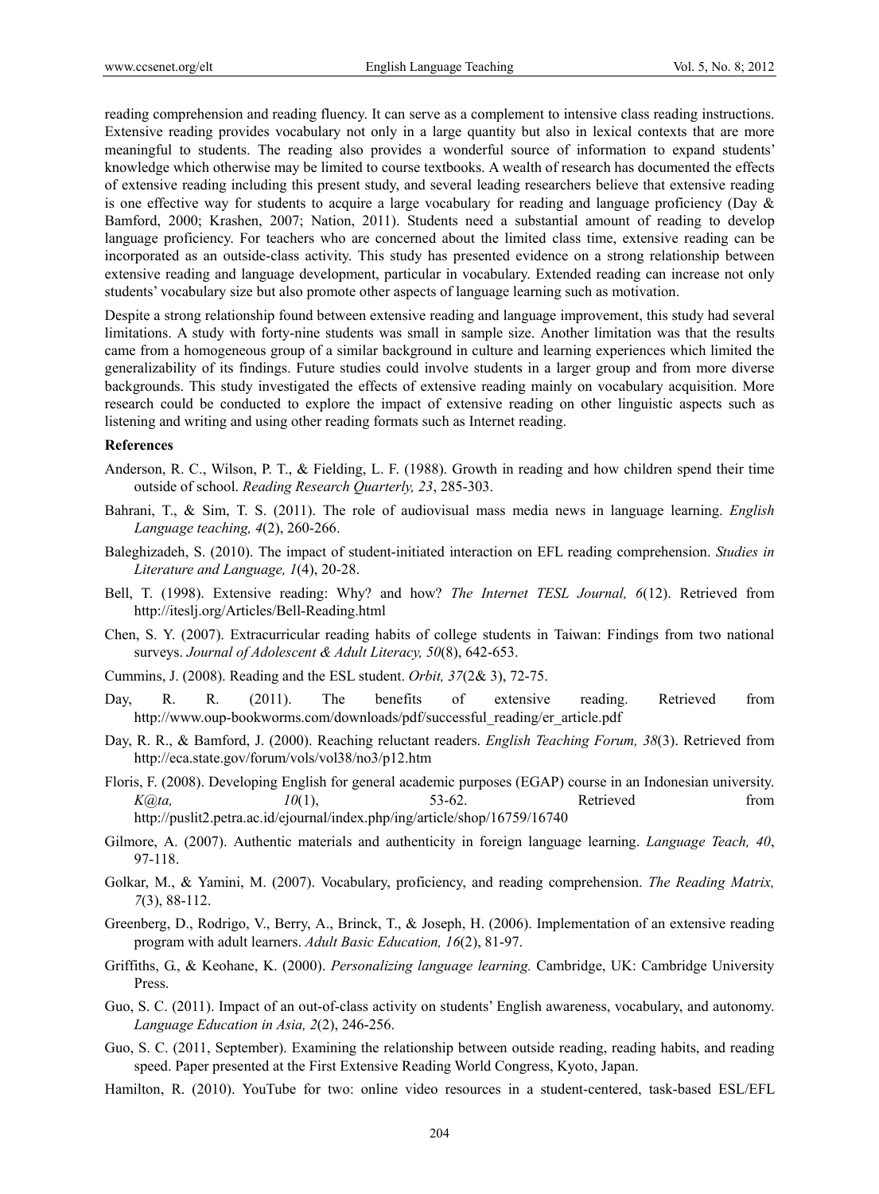reading comprehension and reading fluency. It can serve as a complement to intensive class reading instructions. Extensive reading provides vocabulary not only in a large quantity but also in lexical contexts that are more meaningful to students. The reading also provides a wonderful source of information to expand students' knowledge which otherwise may be limited to course textbooks. A wealth of research has documented the effects of extensive reading including this present study, and several leading researchers believe that extensive reading is one effective way for students to acquire a large vocabulary for reading and language proficiency (Day & Bamford, 2000; Krashen, 2007; Nation, 2011). Students need a substantial amount of reading to develop language proficiency. For teachers who are concerned about the limited class time, extensive reading can be incorporated as an outside-class activity. This study has presented evidence on a strong relationship between extensive reading and language development, particular in vocabulary. Extended reading can increase not only students' vocabulary size but also promote other aspects of language learning such as motivation.

Despite a strong relationship found between extensive reading and language improvement, this study had several limitations. A study with forty-nine students was small in sample size. Another limitation was that the results came from a homogeneous group of a similar background in culture and learning experiences which limited the generalizability of its findings. Future studies could involve students in a larger group and from more diverse backgrounds. This study investigated the effects of extensive reading mainly on vocabulary acquisition. More research could be conducted to explore the impact of extensive reading on other linguistic aspects such as listening and writing and using other reading formats such as Internet reading.

**References**

Anderson, R. C., Wilson, P. T., & Fielding, L. F. (1988). Growth in reading and how children spend their time outside of school. *Reading Research Quarterly, 23*, 285-303.

Bahrani, T., & Sim, T. S. (2011). The role of audiovisual mass media news in language learning. *English Language teaching, 4*(2), 260-266.

Baleghizadeh, S. (2010). The impact of student-initiated interaction on EFL reading comprehension. *Studies in Literature and Language, 1*(4), 20-28.

Bell, T. (1998). Extensive reading: Why? and how? *The Internet TESL Journal, 6*(12). Retrieved from http://iteslj.org/Articles/Bell-Reading.html

Chen, S. Y. (2007). Extracurricular reading habits of college students in Taiwan: Findings from two national surveys. *Journal of Adolescent & Adult Literacy, 50*(8), 642-653.

Cummins, J. (2008). Reading and the ESL student. *Orbit, 37*(2& 3), 72-75.

Day, R. R. (2011). The benefits of extensive reading. Retrieved from http://www.oup-bookworms.com/downloads/pdf/successful_reading/er_article.pdf

Day, R. R., & Bamford, J. (2000). Reaching reluctant readers. *English Teaching Forum, 38*(3). Retrieved from http://eca.state.gov/forum/vols/vol38/no3/p12.htm

Floris, F. (2008). Developing English for general academic purposes (EGAP) course in an Indonesian university. *K@ta, 10*(1), 53-62. Retrieved from http://puslit2.petra.ac.id/ejournal/index.php/ing/article/shop/16759/16740

Gilmore, A. (2007). Authentic materials and authenticity in foreign language learning. *Language Teach, 40*, 97-118.

Golkar, M., & Yamini, M. (2007). Vocabulary, proficiency, and reading comprehension. *The Reading Matrix, 7*(3), 88-112.

Greenberg, D., Rodrigo, V., Berry, A., Brinck, T., & Joseph, H. (2006). Implementation of an extensive reading program with adult learners. *Adult Basic Education, 16*(2), 81-97.

Griffiths, G., & Keohane, K. (2000). *Personalizing language learning.* Cambridge, UK: Cambridge University Press.

Guo, S. C. (2011). Impact of an out-of-class activity on students' English awareness, vocabulary, and autonomy. *Language Education in Asia, 2*(2), 246-256.

Guo, S. C. (2011, September). Examining the relationship between outside reading, reading habits, and reading speed. Paper presented at the First Extensive Reading World Congress, Kyoto, Japan.

Hamilton, R. (2010). YouTube for two: online video resources in a student-centered, task-based ESL/EFL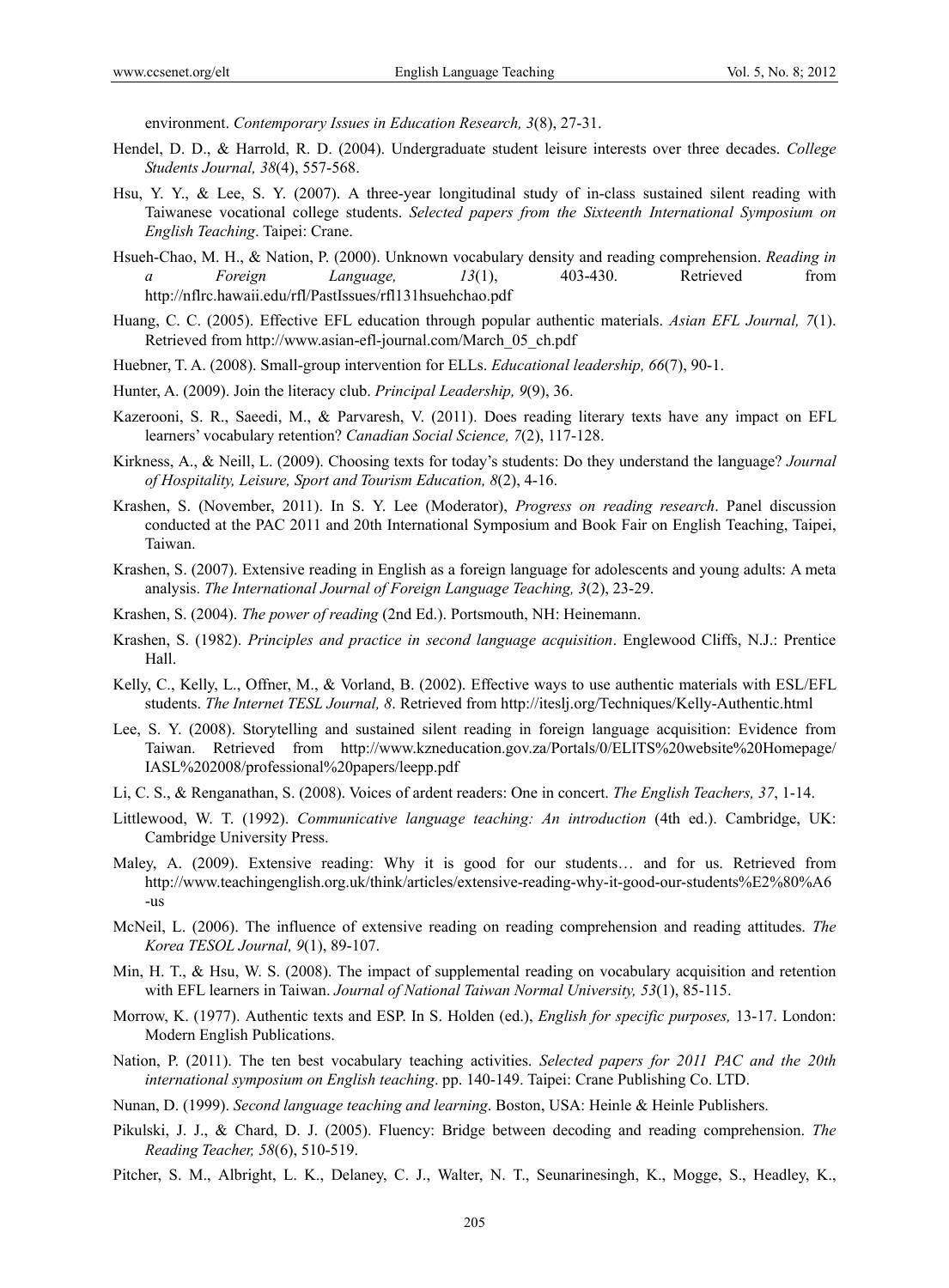environment. *Contemporary Issues in Education Research, 3*(8), 27-31.

Hendel, D. D., & Harrold, R. D. (2004). Undergraduate student leisure interests over three decades. *College Students Journal, 38*(4), 557-568.

Hsu, Y. Y., & Lee, S. Y. (2007). A three-year longitudinal study of in-class sustained silent reading with Taiwanese vocational college students. *Selected papers from the Sixteenth International Symposium on English Teaching*. Taipei: Crane.

Hsueh-Chao, M. H., & Nation, P. (2000). Unknown vocabulary density and reading comprehension. *Reading in a Foreign Language, 13*(1), 403-430. Retrieved from http://nflrc.hawaii.edu/rfl/PastIssues/rfl131hsuehchao.pdf

Huang, C. C. (2005). Effective EFL education through popular authentic materials. *Asian EFL Journal, 7*(1). Retrieved from http://www.asian-efl-journal.com/March_05_ch.pdf

Huebner, T. A. (2008). Small-group intervention for ELLs. *Educational leadership, 66*(7), 90-1.

Hunter, A. (2009). Join the literacy club. *Principal Leadership, 9*(9), 36.

Kazerooni, S. R., Saeedi, M., & Parvaresh, V. (2011). Does reading literary texts have any impact on EFL learners' vocabulary retention? *Canadian Social Science, 7*(2), 117-128.

Kirkness, A., & Neill, L. (2009). Choosing texts for today's students: Do they understand the language? *Journal of Hospitality, Leisure, Sport and Tourism Education, 8*(2), 4-16.

Krashen, S. (November, 2011). In S. Y. Lee (Moderator), *Progress on reading research*. Panel discussion conducted at the PAC 2011 and 20th International Symposium and Book Fair on English Teaching, Taipei, Taiwan.

Krashen, S. (2007). Extensive reading in English as a foreign language for adolescents and young adults: A meta analysis. *The International Journal of Foreign Language Teaching, 3*(2), 23-29.

Krashen, S. (2004). *The power of reading* (2nd Ed.). Portsmouth, NH: Heinemann.

Krashen, S. (1982). *Principles and practice in second language acquisition*. Englewood Cliffs, N.J.: Prentice Hall.

Kelly, C., Kelly, L., Offner, M., & Vorland, B. (2002). Effective ways to use authentic materials with ESL/EFL students. *The Internet TESL Journal, 8*. Retrieved from http://iteslj.org/Techniques/Kelly-Authentic.html

Lee, S. Y. (2008). Storytelling and sustained silent reading in foreign language acquisition: Evidence from Taiwan. Retrieved from http://www.kzneducation.gov.za/Portals/0/ELITS%20website%20Homepage/IASL%202008/professional%20papers/leepp.pdf

Li, C. S., & Renganathan, S. (2008). Voices of ardent readers: One in concert. *The English Teachers, 37*, 1-14.

Littlewood, W. T. (1992). *Communicative language teaching: An introduction* (4th ed.). Cambridge, UK: Cambridge University Press.

Maley, A. (2009). Extensive reading: Why it is good for our students… and for us. Retrieved from http://www.teachingenglish.org.uk/think/articles/extensive-reading-why-it-good-our-students%E2%80%A6-us

McNeil, L. (2006). The influence of extensive reading on reading comprehension and reading attitudes. *The Korea TESOL Journal, 9*(1), 89-107.

Min, H. T., & Hsu, W. S. (2008). The impact of supplemental reading on vocabulary acquisition and retention with EFL learners in Taiwan. *Journal of National Taiwan Normal University, 53*(1), 85-115.

Morrow, K. (1977). Authentic texts and ESP. In S. Holden (ed.), *English for specific purposes,* 13-17. London: Modern English Publications.

Nation, P. (2011). The ten best vocabulary teaching activities. *Selected papers for 2011 PAC and the 20th international symposium on English teaching*. pp. 140-149. Taipei: Crane Publishing Co. LTD.

Nunan, D. (1999). *Second language teaching and learning*. Boston, USA: Heinle & Heinle Publishers.

Pikulski, J. J., & Chard, D. J. (2005). Fluency: Bridge between decoding and reading comprehension. *The Reading Teacher, 58*(6), 510-519.

Pitcher, S. M., Albright, L. K., Delaney, C. J., Walter, N. T., Seunarinesingh, K., Mogge, S., Headley, K.,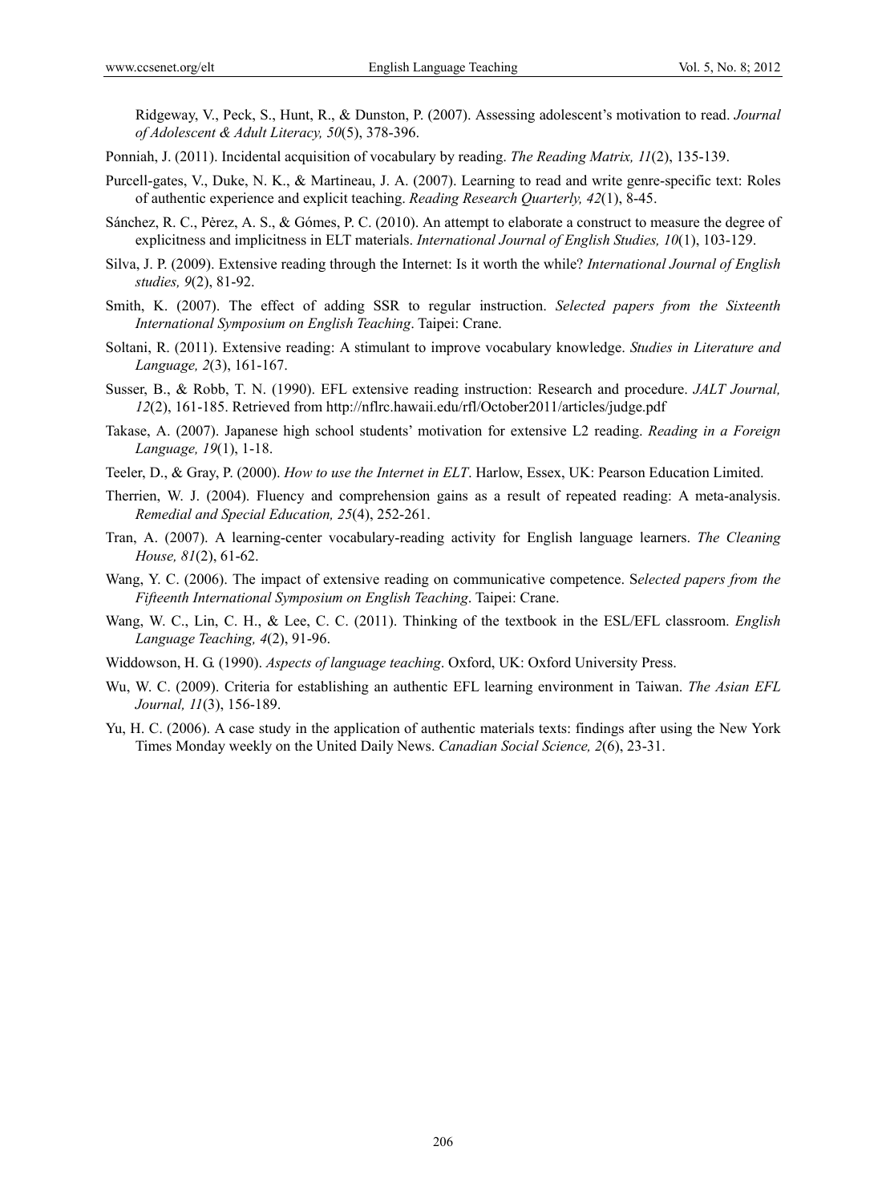Ridgeway, V., Peck, S., Hunt, R., & Dunston, P. (2007). Assessing adolescent's motivation to read. *Journal of Adolescent & Adult Literacy, 50*(5), 378-396.

Ponniah, J. (2011). Incidental acquisition of vocabulary by reading. *The Reading Matrix, 11*(2), 135-139.

Purcell-gates, V., Duke, N. K., & Martineau, J. A. (2007). Learning to read and write genre-specific text: Roles of authentic experience and explicit teaching. *Reading Research Quarterly, 42*(1), 8-45.

Sánchez, R. C., Pèrez, A. S., & Gómes, P. C. (2010). An attempt to elaborate a construct to measure the degree of explicitness and implicitness in ELT materials. *International Journal of English Studies, 10*(1), 103-129.

Silva, J. P. (2009). Extensive reading through the Internet: Is it worth the while? *International Journal of English studies, 9*(2), 81-92.

Smith, K. (2007). The effect of adding SSR to regular instruction. *Selected papers from the Sixteenth International Symposium on English Teaching*. Taipei: Crane.

Soltani, R. (2011). Extensive reading: A stimulant to improve vocabulary knowledge. *Studies in Literature and Language, 2*(3), 161-167.

Susser, B., & Robb, T. N. (1990). EFL extensive reading instruction: Research and procedure. *JALT Journal, 12*(2), 161-185. Retrieved from http://nflrc.hawaii.edu/rfl/October2011/articles/judge.pdf

Takase, A. (2007). Japanese high school students' motivation for extensive L2 reading. *Reading in a Foreign Language, 19*(1), 1-18.

Teeler, D., & Gray, P. (2000). *How to use the Internet in ELT*. Harlow, Essex, UK: Pearson Education Limited.

Therrien, W. J. (2004). Fluency and comprehension gains as a result of repeated reading: A meta-analysis. *Remedial and Special Education, 25*(4), 252-261.

Tran, A. (2007). A learning-center vocabulary-reading activity for English language learners. *The Cleaning House, 81*(2), 61-62.

Wang, Y. C. (2006). The impact of extensive reading on communicative competence. S*elected papers from the Fifteenth International Symposium on English Teaching*. Taipei: Crane.

Wang, W. C., Lin, C. H., & Lee, C. C. (2011). Thinking of the textbook in the ESL/EFL classroom. *English Language Teaching, 4*(2), 91-96.

Widdowson, H. G. (1990). *Aspects of language teaching*. Oxford, UK: Oxford University Press.

Wu, W. C. (2009). Criteria for establishing an authentic EFL learning environment in Taiwan. *The Asian EFL Journal, 11*(3), 156-189.

Yu, H. C. (2006). A case study in the application of authentic materials texts: findings after using the New York Times Monday weekly on the United Daily News. *Canadian Social Science, 2*(6), 23-31.